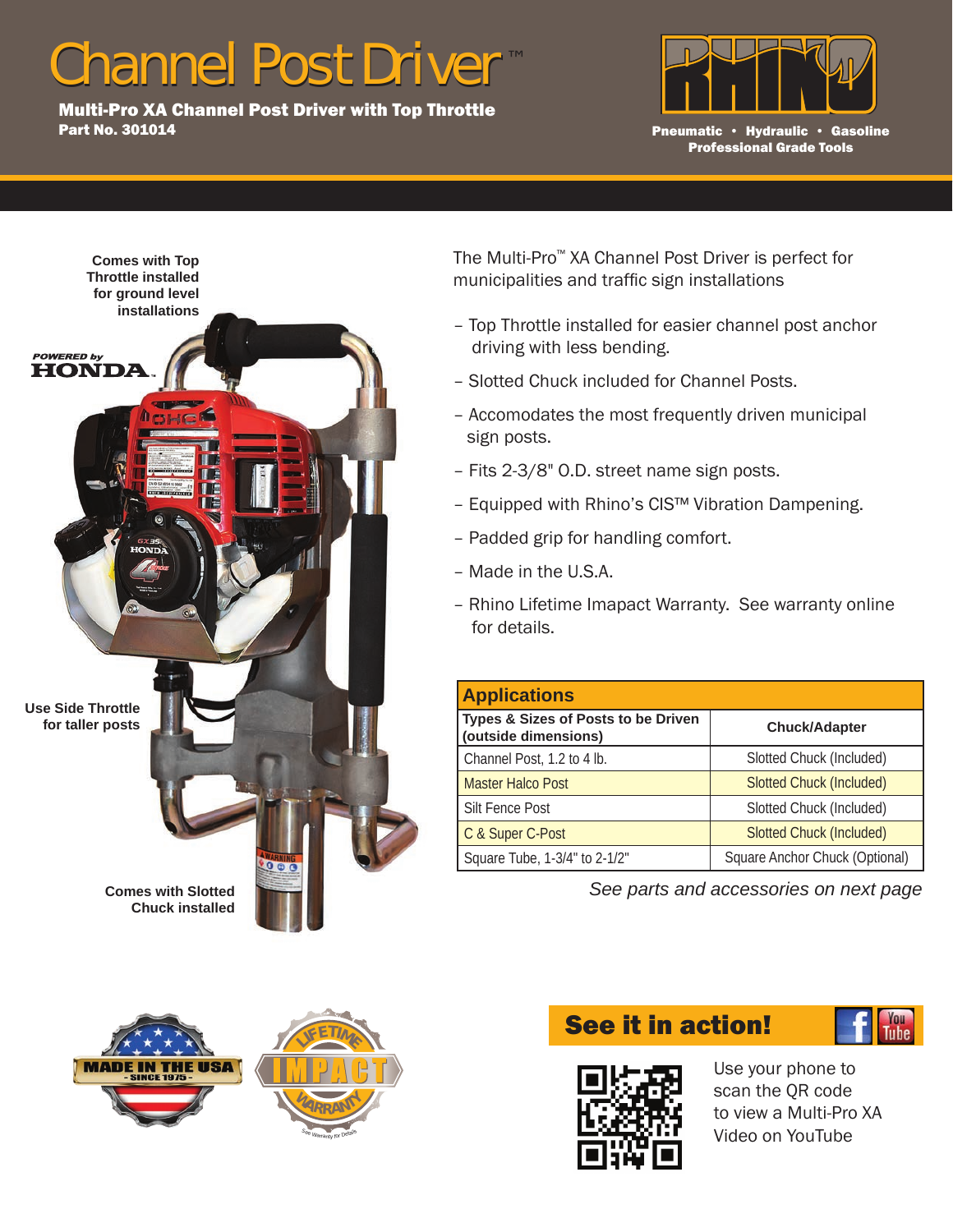# Channel Post Driver™

**Multi-Pro XA Channel Post Driver with Top Throttle**
**Part No. 301014**

RHINO
**Pneumatic • Hydraulic • Gasoline**
**Professional Grade Tools**

**Comes with Top Throttle installed for ground level installations**

POWERED by HONDA

**Use Side Throttle for taller posts**

**Comes with Slotted Chuck installed**

The Multi-Pro™ XA Channel Post Driver is perfect for municipalities and traffic sign installations

- Top Throttle installed for easier channel post anchor driving with less bending.
- Slotted Chuck included for Channel Posts.
- Accomodates the most frequently driven municipal sign posts.
- Fits 2-3/8" O.D. street name sign posts.
- Equipped with Rhino's CIS™ Vibration Dampening.
- Padded grip for handling comfort.
- Made in the U.S.A.
- Rhino Lifetime Imapact Warranty. See warranty online for details.

## Applications

| Types & Sizes of Posts to be Driven (outside dimensions) | Chuck/Adapter |
| --- | --- |
| Channel Post, 1.2 to 4 lb. | Slotted Chuck (Included) |
| Master Halco Post | Slotted Chuck (Included) |
| Silt Fence Post | Slotted Chuck (Included) |
| C & Super C-Post | Slotted Chuck (Included) |
| Square Tube, 1-3/4" to 2-1/2" | Square Anchor Chuck (Optional) |

*See parts and accessories on next page*

MADE IN THE USA - SINCE 1975 -

LIFETIME IMPACT WARRANTY
See Warranty for Details

## See it in action!

Use your phone to scan the QR code to view a Multi-Pro XA Video on YouTube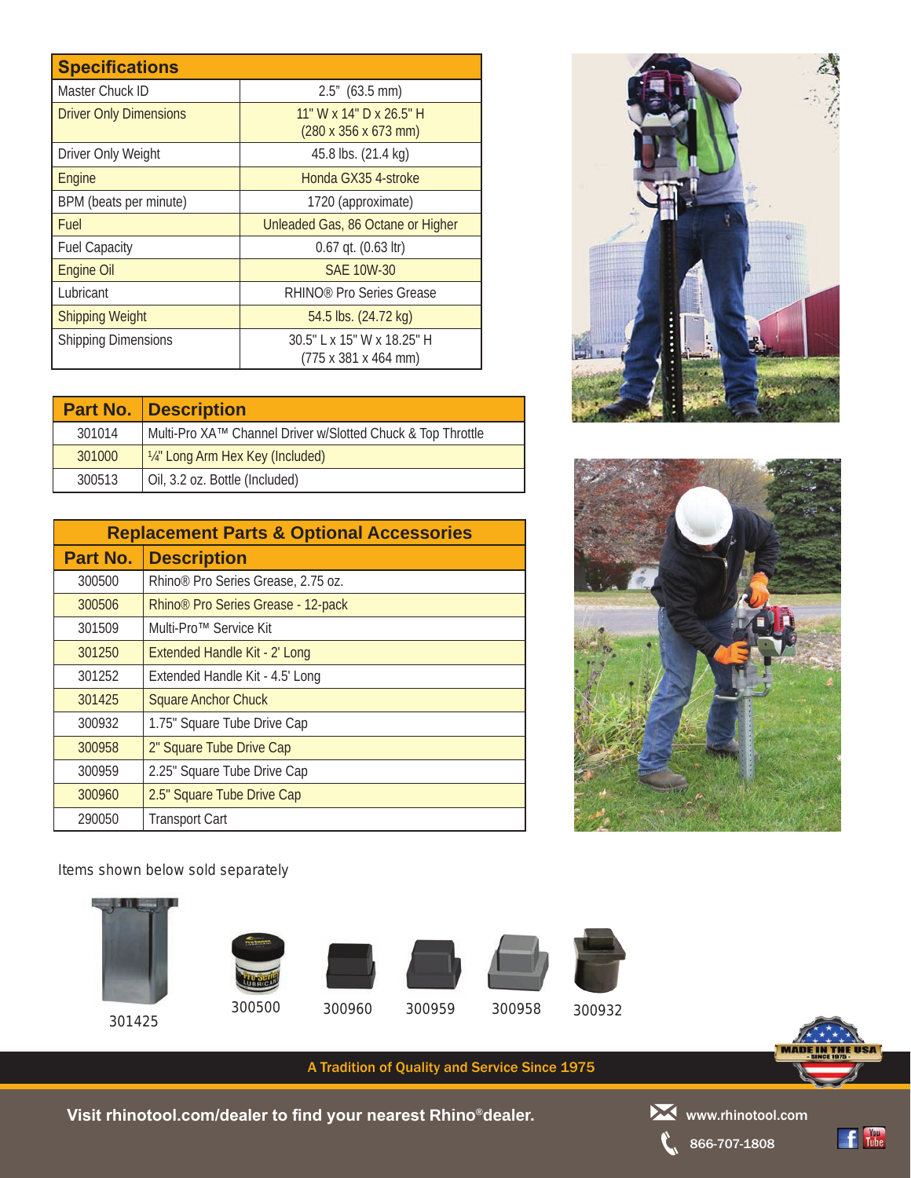| Specifications | |
|---|---|
| Master Chuck ID | 2.5" (63.5 mm) |
| Driver Only Dimensions | 11" W x 14" D x 26.5" H (280 x 356 x 673 mm) |
| Driver Only Weight | 45.8 lbs. (21.4 kg) |
| Engine | Honda GX35 4-stroke |
| BPM (beats per minute) | 1720 (approximate) |
| Fuel | Unleaded Gas, 86 Octane or Higher |
| Fuel Capacity | 0.67 qt. (0.63 ltr) |
| Engine Oil | SAE 10W-30 |
| Lubricant | RHINO® Pro Series Grease |
| Shipping Weight | 54.5 lbs. (24.72 kg) |
| Shipping Dimensions | 30.5" L x 15" W x 18.25" H (775 x 381 x 464 mm) |

| Part No. | Description |
|---|---|
| 301014 | Multi-Pro XA™ Channel Driver w/Slotted Chuck & Top Throttle |
| 301000 | ¼" Long Arm Hex Key (Included) |
| 300513 | Oil, 3.2 oz. Bottle (Included) |

| Replacement Parts & Optional Accessories | |
|---|---|
| **Part No.** | **Description** |
| 300500 | Rhino® Pro Series Grease, 2.75 oz. |
| 300506 | Rhino® Pro Series Grease - 12-pack |
| 301509 | Multi-Pro™ Service Kit |
| 301250 | Extended Handle Kit - 2' Long |
| 301252 | Extended Handle Kit - 4.5' Long |
| 301425 | Square Anchor Chuck |
| 300932 | 1.75" Square Tube Drive Cap |
| 300958 | 2" Square Tube Drive Cap |
| 300959 | 2.25" Square Tube Drive Cap |
| 300960 | 2.5" Square Tube Drive Cap |
| 290050 | Transport Cart |

Items shown below sold separately

301425

300500

300960

300959

300958

300932

A Tradition of Quality and Service Since 1975

MADE IN THE USA - SINCE 1975 -

Visit rhinotool.com/dealer to find your nearest Rhino® dealer.

www.rhinotool.com

866-707-1808